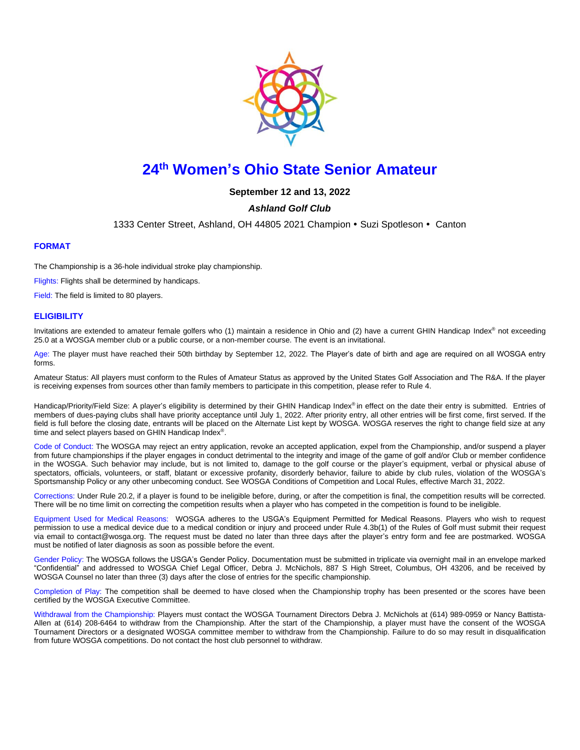# 24th Women's Ohio State Senior Amateur

**September 12 and 13, 2022**

***Ashland Golf Club***

1333 Center Street, Ashland, OH 44805 2021 Champion • Suzi Spotleson • Canton

## FORMAT

The Championship is a 36-hole individual stroke play championship.

Flights: Flights shall be determined by handicaps.

Field: The field is limited to 80 players.

## ELIGIBILITY

Invitations are extended to amateur female golfers who (1) maintain a residence in Ohio and (2) have a current GHIN Handicap Index® not exceeding 25.0 at a WOSGA member club or a public course, or a non-member course. The event is an invitational.

Age: The player must have reached their 50th birthday by September 12, 2022. The Player's date of birth and age are required on all WOSGA entry forms.

Amateur Status: All players must conform to the Rules of Amateur Status as approved by the United States Golf Association and The R&A. If the player is receiving expenses from sources other than family members to participate in this competition, please refer to Rule 4.

Handicap/Priority/Field Size: A player's eligibility is determined by their GHIN Handicap Index® in effect on the date their entry is submitted. Entries of members of dues-paying clubs shall have priority acceptance until July 1, 2022. After priority entry, all other entries will be first come, first served. If the field is full before the closing date, entrants will be placed on the Alternate List kept by WOSGA. WOSGA reserves the right to change field size at any time and select players based on GHIN Handicap Index®.

Code of Conduct: The WOSGA may reject an entry application, revoke an accepted application, expel from the Championship, and/or suspend a player from future championships if the player engages in conduct detrimental to the integrity and image of the game of golf and/or Club or member confidence in the WOSGA. Such behavior may include, but is not limited to, damage to the golf course or the player's equipment, verbal or physical abuse of spectators, officials, volunteers, or staff, blatant or excessive profanity, disorderly behavior, failure to abide by club rules, violation of the WOSGA's Sportsmanship Policy or any other unbecoming conduct. See WOSGA Conditions of Competition and Local Rules, effective March 31, 2022.

Corrections: Under Rule 20.2, if a player is found to be ineligible before, during, or after the competition is final, the competition results will be corrected. There will be no time limit on correcting the competition results when a player who has competed in the competition is found to be ineligible.

Equipment Used for Medical Reasons: WOSGA adheres to the USGA's Equipment Permitted for Medical Reasons. Players who wish to request permission to use a medical device due to a medical condition or injury and proceed under Rule 4.3b(1) of the Rules of Golf must submit their request via email to contact@wosga.org. The request must be dated no later than three days after the player's entry form and fee are postmarked. WOSGA must be notified of later diagnosis as soon as possible before the event.

Gender Policy: The WOSGA follows the USGA's Gender Policy. Documentation must be submitted in triplicate via overnight mail in an envelope marked "Confidential" and addressed to WOSGA Chief Legal Officer, Debra J. McNichols, 887 S High Street, Columbus, OH 43206, and be received by WOSGA Counsel no later than three (3) days after the close of entries for the specific championship.

Completion of Play: The competition shall be deemed to have closed when the Championship trophy has been presented or the scores have been certified by the WOSGA Executive Committee.

Withdrawal from the Championship: Players must contact the WOSGA Tournament Directors Debra J. McNichols at (614) 989-0959 or Nancy Battista-Allen at (614) 208-6464 to withdraw from the Championship. After the start of the Championship, a player must have the consent of the WOSGA Tournament Directors or a designated WOSGA committee member to withdraw from the Championship. Failure to do so may result in disqualification from future WOSGA competitions. Do not contact the host club personnel to withdraw.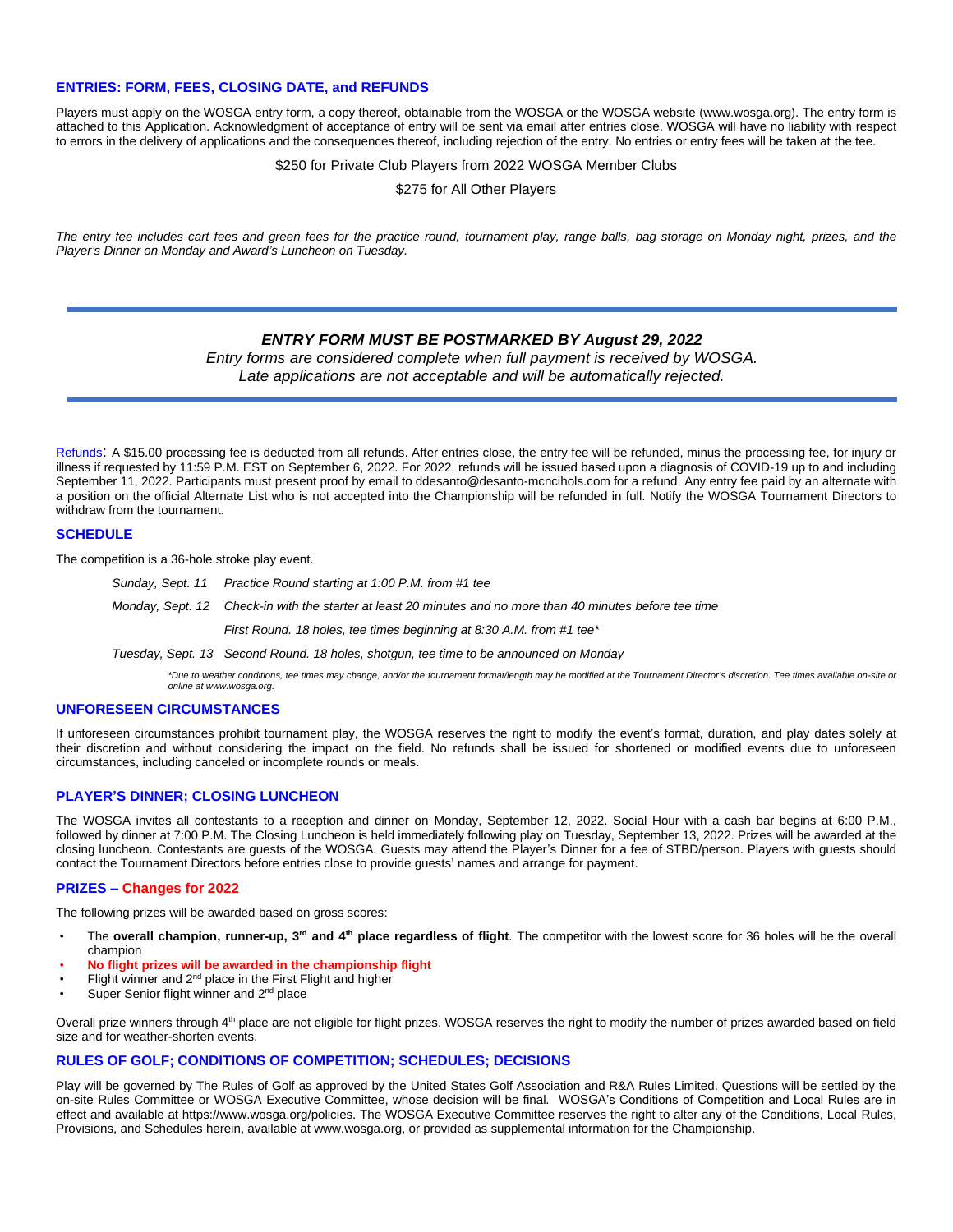## ENTRIES: FORM, FEES, CLOSING DATE, and REFUNDS

Players must apply on the WOSGA entry form, a copy thereof, obtainable from the WOSGA or the WOSGA website (www.wosga.org). The entry form is attached to this Application. Acknowledgment of acceptance of entry will be sent via email after entries close. WOSGA will have no liability with respect to errors in the delivery of applications and the consequences thereof, including rejection of the entry. No entries or entry fees will be taken at the tee.

$250 for Private Club Players from 2022 WOSGA Member Clubs

$275 for All Other Players

*The entry fee includes cart fees and green fees for the practice round, tournament play, range balls, bag storage on Monday night, prizes, and the Player's Dinner on Monday and Award's Luncheon on Tuesday.*

---

***ENTRY FORM MUST BE POSTMARKED BY August 29, 2022***

*Entry forms are considered complete when full payment is received by WOSGA.*
*Late applications are not acceptable and will be automatically rejected.*

---

Refunds: A $15.00 processing fee is deducted from all refunds. After entries close, the entry fee will be refunded, minus the processing fee, for injury or illness if requested by 11:59 P.M. EST on September 6, 2022. For 2022, refunds will be issued based upon a diagnosis of COVID-19 up to and including September 11, 2022. Participants must present proof by email to ddesanto@desanto-mcncihols.com for a refund. Any entry fee paid by an alternate with a position on the official Alternate List who is not accepted into the Championship will be refunded in full. Notify the WOSGA Tournament Directors to withdraw from the tournament.

## SCHEDULE

The competition is a 36-hole stroke play event.

| | |
|---|---|
| *Sunday, Sept. 11* | *Practice Round starting at 1:00 P.M. from #1 tee* |
| *Monday, Sept. 12* | *Check-in with the starter at least 20 minutes and no more than 40 minutes before tee time* |
| | *First Round. 18 holes, tee times beginning at 8:30 A.M. from #1 tee** |
| *Tuesday, Sept. 13* | *Second Round. 18 holes, shotgun, tee time to be announced on Monday* |

*\*Due to weather conditions, tee times may change, and/or the tournament format/length may be modified at the Tournament Director's discretion. Tee times available on-site or online at www.wosga.org.*

## UNFORESEEN CIRCUMSTANCES

If unforeseen circumstances prohibit tournament play, the WOSGA reserves the right to modify the event's format, duration, and play dates solely at their discretion and without considering the impact on the field. No refunds shall be issued for shortened or modified events due to unforeseen circumstances, including canceled or incomplete rounds or meals.

## PLAYER'S DINNER; CLOSING LUNCHEON

The WOSGA invites all contestants to a reception and dinner on Monday, September 12, 2022. Social Hour with a cash bar begins at 6:00 P.M., followed by dinner at 7:00 P.M. The Closing Luncheon is held immediately following play on Tuesday, September 13, 2022. Prizes will be awarded at the closing luncheon. Contestants are guests of the WOSGA. Guests may attend the Player's Dinner for a fee of $TBD/person. Players with guests should contact the Tournament Directors before entries close to provide guests' names and arrange for payment.

## PRIZES – Changes for 2022

The following prizes will be awarded based on gross scores:

- The **overall champion, runner-up, 3rd and 4th place regardless of flight**. The competitor with the lowest score for 36 holes will be the overall champion
- **No flight prizes will be awarded in the championship flight**
- Flight winner and 2nd place in the First Flight and higher
- Super Senior flight winner and 2nd place

Overall prize winners through 4th place are not eligible for flight prizes. WOSGA reserves the right to modify the number of prizes awarded based on field size and for weather-shorten events.

## RULES OF GOLF; CONDITIONS OF COMPETITION; SCHEDULES; DECISIONS

Play will be governed by The Rules of Golf as approved by the United States Golf Association and R&A Rules Limited. Questions will be settled by the on-site Rules Committee or WOSGA Executive Committee, whose decision will be final. WOSGA's Conditions of Competition and Local Rules are in effect and available at https://www.wosga.org/policies. The WOSGA Executive Committee reserves the right to alter any of the Conditions, Local Rules, Provisions, and Schedules herein, available at www.wosga.org, or provided as supplemental information for the Championship.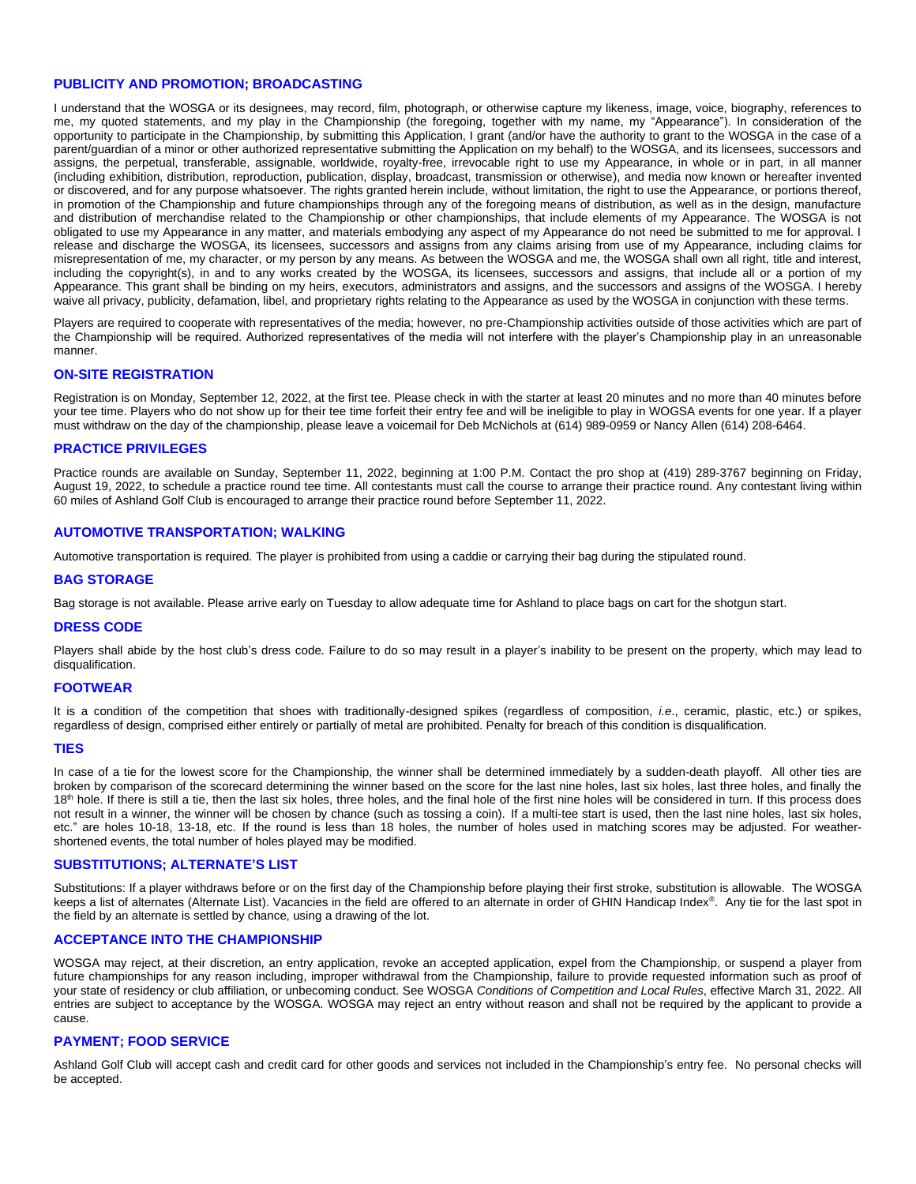## PUBLICITY AND PROMOTION; BROADCASTING

I understand that the WOSGA or its designees, may record, film, photograph, or otherwise capture my likeness, image, voice, biography, references to me, my quoted statements, and my play in the Championship (the foregoing, together with my name, my "Appearance"). In consideration of the opportunity to participate in the Championship, by submitting this Application, I grant (and/or have the authority to grant to the WOSGA in the case of a parent/guardian of a minor or other authorized representative submitting the Application on my behalf) to the WOSGA, and its licensees, successors and assigns, the perpetual, transferable, assignable, worldwide, royalty-free, irrevocable right to use my Appearance, in whole or in part, in all manner (including exhibition, distribution, reproduction, publication, display, broadcast, transmission or otherwise), and media now known or hereafter invented or discovered, and for any purpose whatsoever. The rights granted herein include, without limitation, the right to use the Appearance, or portions thereof, in promotion of the Championship and future championships through any of the foregoing means of distribution, as well as in the design, manufacture and distribution of merchandise related to the Championship or other championships, that include elements of my Appearance. The WOSGA is not obligated to use my Appearance in any matter, and materials embodying any aspect of my Appearance do not need be submitted to me for approval. I release and discharge the WOSGA, its licensees, successors and assigns from any claims arising from use of my Appearance, including claims for misrepresentation of me, my character, or my person by any means. As between the WOSGA and me, the WOSGA shall own all right, title and interest, including the copyright(s), in and to any works created by the WOSGA, its licensees, successors and assigns, that include all or a portion of my Appearance. This grant shall be binding on my heirs, executors, administrators and assigns, and the successors and assigns of the WOSGA. I hereby waive all privacy, publicity, defamation, libel, and proprietary rights relating to the Appearance as used by the WOSGA in conjunction with these terms.

Players are required to cooperate with representatives of the media; however, no pre-Championship activities outside of those activities which are part of the Championship will be required. Authorized representatives of the media will not interfere with the player's Championship play in an unreasonable manner.

## ON-SITE REGISTRATION

Registration is on Monday, September 12, 2022, at the first tee. Please check in with the starter at least 20 minutes and no more than 40 minutes before your tee time. Players who do not show up for their tee time forfeit their entry fee and will be ineligible to play in WOGSA events for one year. If a player must withdraw on the day of the championship, please leave a voicemail for Deb McNichols at (614) 989-0959 or Nancy Allen (614) 208-6464.

## PRACTICE PRIVILEGES

Practice rounds are available on Sunday, September 11, 2022, beginning at 1:00 P.M. Contact the pro shop at (419) 289-3767 beginning on Friday, August 19, 2022, to schedule a practice round tee time. All contestants must call the course to arrange their practice round. Any contestant living within 60 miles of Ashland Golf Club is encouraged to arrange their practice round before September 11, 2022.

## AUTOMOTIVE TRANSPORTATION; WALKING

Automotive transportation is required. The player is prohibited from using a caddie or carrying their bag during the stipulated round.

## BAG STORAGE

Bag storage is not available. Please arrive early on Tuesday to allow adequate time for Ashland to place bags on cart for the shotgun start.

## DRESS CODE

Players shall abide by the host club's dress code. Failure to do so may result in a player's inability to be present on the property, which may lead to disqualification.

## FOOTWEAR

It is a condition of the competition that shoes with traditionally-designed spikes (regardless of composition, *i.e*., ceramic, plastic, etc.) or spikes, regardless of design, comprised either entirely or partially of metal are prohibited. Penalty for breach of this condition is disqualification.

## TIES

In case of a tie for the lowest score for the Championship, the winner shall be determined immediately by a sudden-death playoff. All other ties are broken by comparison of the scorecard determining the winner based on the score for the last nine holes, last six holes, last three holes, and finally the 18th hole. If there is still a tie, then the last six holes, three holes, and the final hole of the first nine holes will be considered in turn. If this process does not result in a winner, the winner will be chosen by chance (such as tossing a coin). If a multi-tee start is used, then the last nine holes, last six holes, etc." are holes 10-18, 13-18, etc. If the round is less than 18 holes, the number of holes used in matching scores may be adjusted. For weather-shortened events, the total number of holes played may be modified.

## SUBSTITUTIONS; ALTERNATE'S LIST

Substitutions: If a player withdraws before or on the first day of the Championship before playing their first stroke, substitution is allowable. The WOSGA keeps a list of alternates (Alternate List). Vacancies in the field are offered to an alternate in order of GHIN Handicap Index®. Any tie for the last spot in the field by an alternate is settled by chance, using a drawing of the lot.

## ACCEPTANCE INTO THE CHAMPIONSHIP

WOSGA may reject, at their discretion, an entry application, revoke an accepted application, expel from the Championship, or suspend a player from future championships for any reason including, improper withdrawal from the Championship, failure to provide requested information such as proof of your state of residency or club affiliation, or unbecoming conduct. See WOSGA *Conditions of Competition and Local Rules*, effective March 31, 2022. All entries are subject to acceptance by the WOSGA. WOSGA may reject an entry without reason and shall not be required by the applicant to provide a cause.

## PAYMENT; FOOD SERVICE

Ashland Golf Club will accept cash and credit card for other goods and services not included in the Championship's entry fee. No personal checks will be accepted.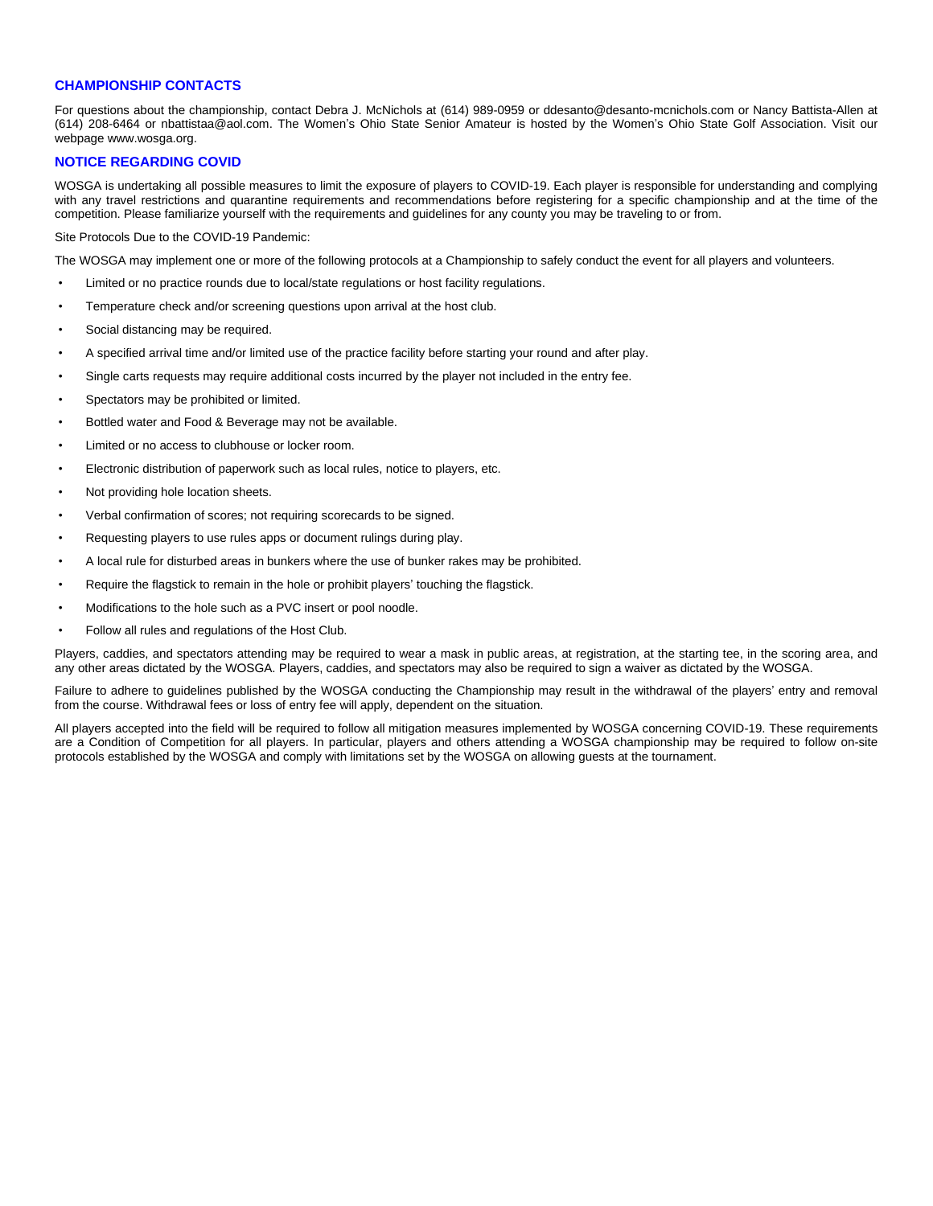## CHAMPIONSHIP CONTACTS

For questions about the championship, contact Debra J. McNichols at (614) 989-0959 or ddesanto@desanto-mcnichols.com or Nancy Battista-Allen at (614) 208-6464 or nbattistaa@aol.com. The Women's Ohio State Senior Amateur is hosted by the Women's Ohio State Golf Association. Visit our webpage www.wosga.org.

## NOTICE REGARDING COVID

WOSGA is undertaking all possible measures to limit the exposure of players to COVID-19. Each player is responsible for understanding and complying with any travel restrictions and quarantine requirements and recommendations before registering for a specific championship and at the time of the competition. Please familiarize yourself with the requirements and guidelines for any county you may be traveling to or from.

Site Protocols Due to the COVID-19 Pandemic:

The WOSGA may implement one or more of the following protocols at a Championship to safely conduct the event for all players and volunteers.

- Limited or no practice rounds due to local/state regulations or host facility regulations.
- Temperature check and/or screening questions upon arrival at the host club.
- Social distancing may be required.
- A specified arrival time and/or limited use of the practice facility before starting your round and after play.
- Single carts requests may require additional costs incurred by the player not included in the entry fee.
- Spectators may be prohibited or limited.
- Bottled water and Food & Beverage may not be available.
- Limited or no access to clubhouse or locker room.
- Electronic distribution of paperwork such as local rules, notice to players, etc.
- Not providing hole location sheets.
- Verbal confirmation of scores; not requiring scorecards to be signed.
- Requesting players to use rules apps or document rulings during play.
- A local rule for disturbed areas in bunkers where the use of bunker rakes may be prohibited.
- Require the flagstick to remain in the hole or prohibit players' touching the flagstick.
- Modifications to the hole such as a PVC insert or pool noodle.
- Follow all rules and regulations of the Host Club.

Players, caddies, and spectators attending may be required to wear a mask in public areas, at registration, at the starting tee, in the scoring area, and any other areas dictated by the WOSGA. Players, caddies, and spectators may also be required to sign a waiver as dictated by the WOSGA.

Failure to adhere to guidelines published by the WOSGA conducting the Championship may result in the withdrawal of the players' entry and removal from the course. Withdrawal fees or loss of entry fee will apply, dependent on the situation.

All players accepted into the field will be required to follow all mitigation measures implemented by WOSGA concerning COVID-19. These requirements are a Condition of Competition for all players. In particular, players and others attending a WOSGA championship may be required to follow on-site protocols established by the WOSGA and comply with limitations set by the WOSGA on allowing guests at the tournament.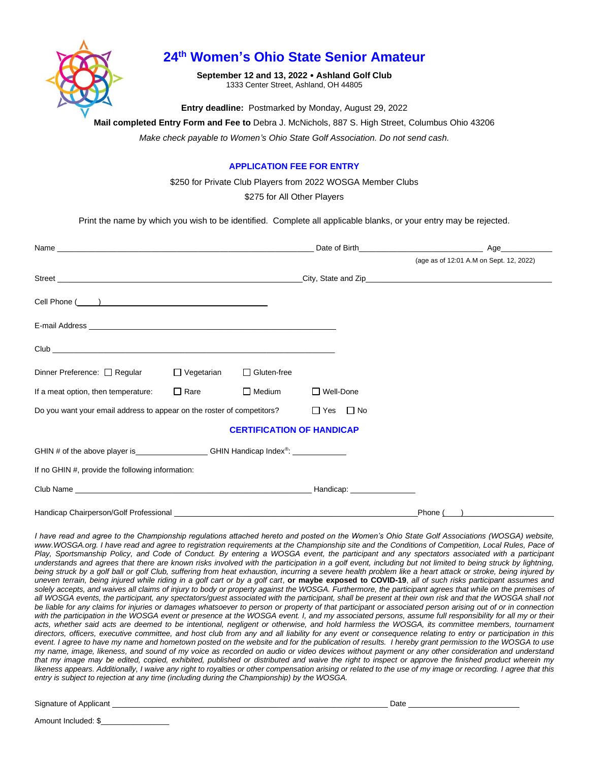# 24th Women's Ohio State Senior Amateur

**September 12 and 13, 2022 • Ashland Golf Club**
1333 Center Street, Ashland, OH 44805

**Entry deadline:** Postmarked by Monday, August 29, 2022

**Mail completed Entry Form and Fee to** Debra J. McNichols, 887 S. High Street, Columbus Ohio 43206

*Make check payable to Women's Ohio State Golf Association. Do not send cash.*

## APPLICATION FEE FOR ENTRY

$250 for Private Club Players from 2022 WOSGA Member Clubs

$275 for All Other Players

Print the name by which you wish to be identified. Complete all applicable blanks, or your entry may be rejected.

Name ______________________________ Date of Birth______________ Age________
(age as of 12:01 A.M on Sept. 12, 2022)

Street ______________________________ City, State and Zip______________________

Cell Phone (____) ______________________

E-mail Address ______________________________

Club ______________________________

Dinner Preference: ☐ Regular ☐ Vegetarian ☐ Gluten-free

If a meat option, then temperature: ☐ Rare ☐ Medium ☐ Well-Done

Do you want your email address to appear on the roster of competitors? ☐ Yes ☐ No

## CERTIFICATION OF HANDICAP

GHIN # of the above player is______________ GHIN Handicap Index®: __________

If no GHIN #, provide the following information:

Club Name ______________________________ Handicap: ____________

Handicap Chairperson/Golf Professional ______________________________ Phone (___) ______________

*I have read and agree to the Championship regulations attached hereto and posted on the Women's Ohio State Golf Associations (WOSGA) website, www.WOSGA.org. I have read and agree to registration requirements at the Championship site and the Conditions of Competition, Local Rules, Pace of Play, Sportsmanship Policy, and Code of Conduct. By entering a WOSGA event, the participant and any spectators associated with a participant understands and agrees that there are known risks involved with the participation in a golf event, including but not limited to being struck by lightning, being struck by a golf ball or golf Club, suffering from heat exhaustion, incurring a severe health problem like a heart attack or stroke, being injured by uneven terrain, being injured while riding in a golf cart or by a golf cart*, **or maybe exposed to COVID-19**, *all of such risks participant assumes and solely accepts, and waives all claims of injury to body or property against the WOSGA. Furthermore, the participant agrees that while on the premises of all WOSGA events, the participant, any spectators/guest associated with the participant, shall be present at their own risk and that the WOSGA shall not be liable for any claims for injuries or damages whatsoever to person or property of that participant or associated person arising out of or in connection with the participation in the WOSGA event or presence at the WOSGA event. I, and my associated persons, assume full responsibility for all my or their acts, whether said acts are deemed to be intentional, negligent or otherwise, and hold harmless the WOSGA, its committee members, tournament directors, officers, executive committee, and host club from any and all liability for any event or consequence relating to entry or participation in this event. I agree to have my name and hometown posted on the website and for the publication of results. I hereby grant permission to the WOSGA to use my name, image, likeness, and sound of my voice as recorded on audio or video devices without payment or any other consideration and understand that my image may be edited, copied, exhibited, published or distributed and waive the right to inspect or approve the finished product wherein my likeness appears. Additionally, I waive any right to royalties or other compensation arising or related to the use of my image or recording. I agree that this entry is subject to rejection at any time (including during the Championship) by the WOSGA.*

Signature of Applicant ______________________________ Date ______________

Amount Included: $____________